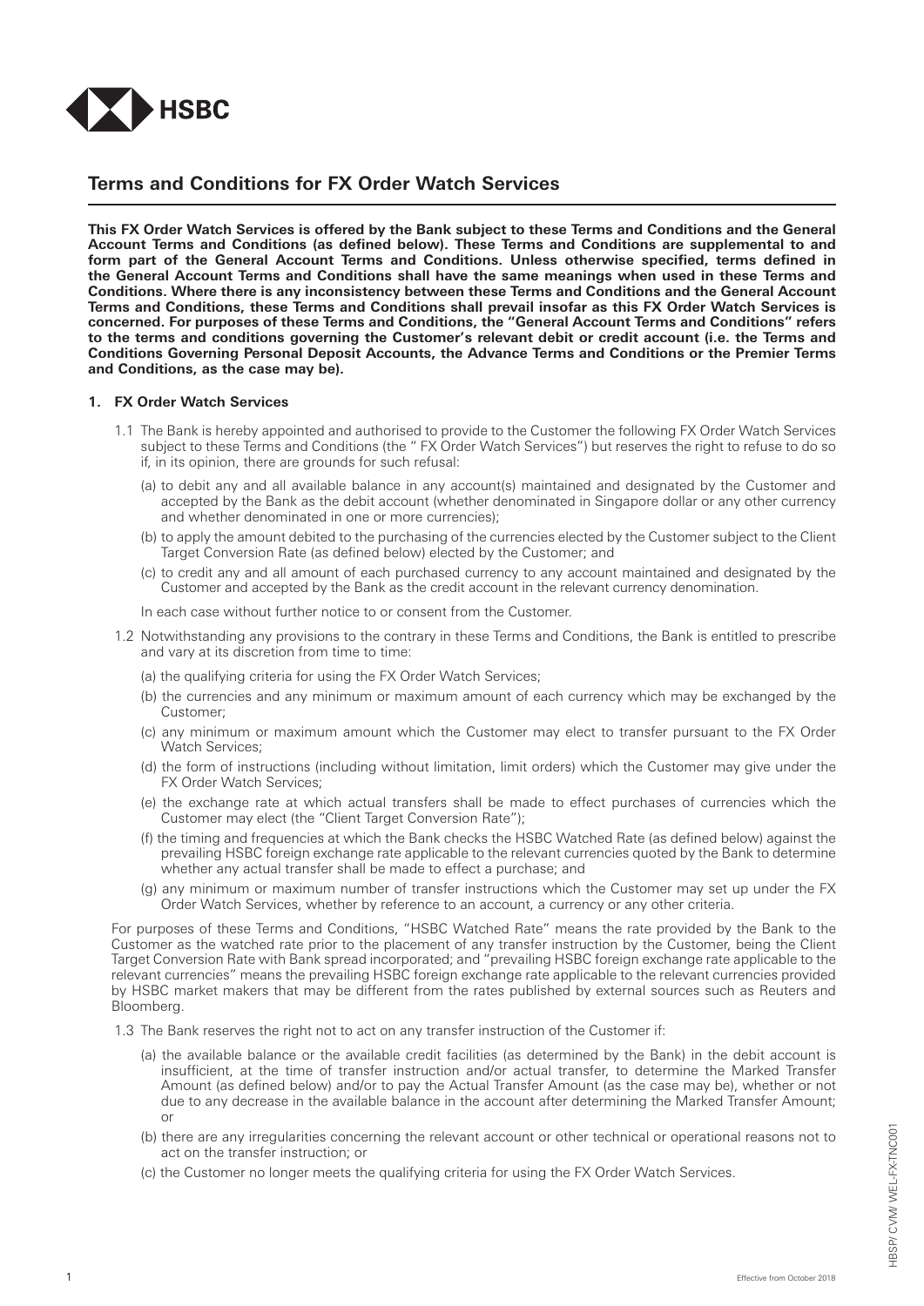# Terms and Conditions for FX Order Watch Services

**This FX Order Watch Services is offered by the Bank subject to these Terms and Conditions and the General Account Terms and Conditions (as defined below). These Terms and Conditions are supplemental to and form part of the General Account Terms and Conditions. Unless otherwise specified, terms defined in the General Account Terms and Conditions shall have the same meanings when used in these Terms and Conditions. Where there is any inconsistency between these Terms and Conditions and the General Account Terms and Conditions, these Terms and Conditions shall prevail insofar as this FX Order Watch Services is concerned. For purposes of these Terms and Conditions, the "General Account Terms and Conditions" refers to the terms and conditions governing the Customer's relevant debit or credit account (i.e. the Terms and Conditions Governing Personal Deposit Accounts, the Advance Terms and Conditions or the Premier Terms and Conditions, as the case may be).**

## 1. FX Order Watch Services

1.1 The Bank is hereby appointed and authorised to provide to the Customer the following FX Order Watch Services subject to these Terms and Conditions (the " FX Order Watch Services") but reserves the right to refuse to do so if, in its opinion, there are grounds for such refusal:

(a) to debit any and all available balance in any account(s) maintained and designated by the Customer and accepted by the Bank as the debit account (whether denominated in Singapore dollar or any other currency and whether denominated in one or more currencies);

(b) to apply the amount debited to the purchasing of the currencies elected by the Customer subject to the Client Target Conversion Rate (as defined below) elected by the Customer; and

(c) to credit any and all amount of each purchased currency to any account maintained and designated by the Customer and accepted by the Bank as the credit account in the relevant currency denomination.

In each case without further notice to or consent from the Customer.

1.2 Notwithstanding any provisions to the contrary in these Terms and Conditions, the Bank is entitled to prescribe and vary at its discretion from time to time:

(a) the qualifying criteria for using the FX Order Watch Services;

(b) the currencies and any minimum or maximum amount of each currency which may be exchanged by the Customer;

(c) any minimum or maximum amount which the Customer may elect to transfer pursuant to the FX Order Watch Services;

(d) the form of instructions (including without limitation, limit orders) which the Customer may give under the FX Order Watch Services;

(e) the exchange rate at which actual transfers shall be made to effect purchases of currencies which the Customer may elect (the "Client Target Conversion Rate");

(f) the timing and frequencies at which the Bank checks the HSBC Watched Rate (as defined below) against the prevailing HSBC foreign exchange rate applicable to the relevant currencies quoted by the Bank to determine whether any actual transfer shall be made to effect a purchase; and

(g) any minimum or maximum number of transfer instructions which the Customer may set up under the FX Order Watch Services, whether by reference to an account, a currency or any other criteria.

For purposes of these Terms and Conditions, "HSBC Watched Rate" means the rate provided by the Bank to the Customer as the watched rate prior to the placement of any transfer instruction by the Customer, being the Client Target Conversion Rate with Bank spread incorporated; and "prevailing HSBC foreign exchange rate applicable to the relevant currencies" means the prevailing HSBC foreign exchange rate applicable to the relevant currencies provided by HSBC market makers that may be different from the rates published by external sources such as Reuters and Bloomberg.

1.3 The Bank reserves the right not to act on any transfer instruction of the Customer if:

(a) the available balance or the available credit facilities (as determined by the Bank) in the debit account is insufficient, at the time of transfer instruction and/or actual transfer, to determine the Marked Transfer Amount (as defined below) and/or to pay the Actual Transfer Amount (as the case may be), whether or not due to any decrease in the available balance in the account after determining the Marked Transfer Amount; or

(b) there are any irregularities concerning the relevant account or other technical or operational reasons not to act on the transfer instruction; or

(c) the Customer no longer meets the qualifying criteria for using the FX Order Watch Services.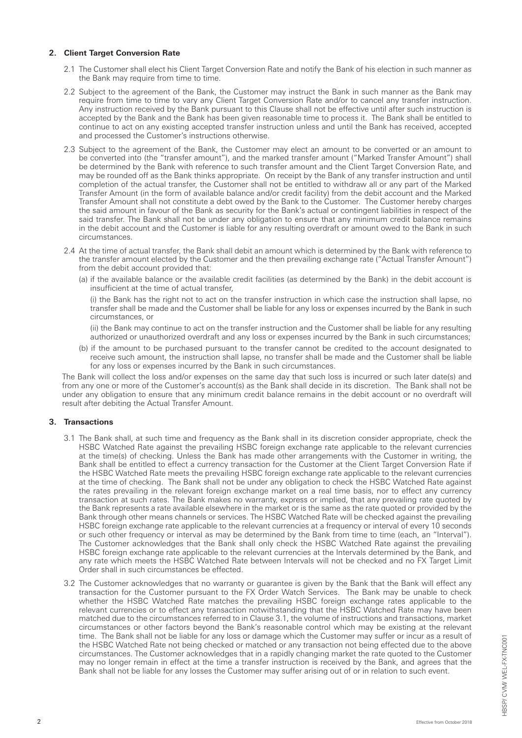## 2. Client Target Conversion Rate

2.1 The Customer shall elect his Client Target Conversion Rate and notify the Bank of his election in such manner as the Bank may require from time to time.

2.2 Subject to the agreement of the Bank, the Customer may instruct the Bank in such manner as the Bank may require from time to time to vary any Client Target Conversion Rate and/or to cancel any transfer instruction. Any instruction received by the Bank pursuant to this Clause shall not be effective until after such instruction is accepted by the Bank and the Bank has been given reasonable time to process it. The Bank shall be entitled to continue to act on any existing accepted transfer instruction unless and until the Bank has received, accepted and processed the Customer's instructions otherwise.

2.3 Subject to the agreement of the Bank, the Customer may elect an amount to be converted or an amount to be converted into (the "transfer amount"), and the marked transfer amount ("Marked Transfer Amount") shall be determined by the Bank with reference to such transfer amount and the Client Target Conversion Rate, and may be rounded off as the Bank thinks appropriate. On receipt by the Bank of any transfer instruction and until completion of the actual transfer, the Customer shall not be entitled to withdraw all or any part of the Marked Transfer Amount (in the form of available balance and/or credit facility) from the debit account and the Marked Transfer Amount shall not constitute a debt owed by the Bank to the Customer. The Customer hereby charges the said amount in favour of the Bank as security for the Bank's actual or contingent liabilities in respect of the said transfer. The Bank shall not be under any obligation to ensure that any minimum credit balance remains in the debit account and the Customer is liable for any resulting overdraft or amount owed to the Bank in such circumstances.

2.4 At the time of actual transfer, the Bank shall debit an amount which is determined by the Bank with reference to the transfer amount elected by the Customer and the then prevailing exchange rate ("Actual Transfer Amount") from the debit account provided that:

(a) if the available balance or the available credit facilities (as determined by the Bank) in the debit account is insufficient at the time of actual transfer,

(i) the Bank has the right not to act on the transfer instruction in which case the instruction shall lapse, no transfer shall be made and the Customer shall be liable for any loss or expenses incurred by the Bank in such circumstances, or

(ii) the Bank may continue to act on the transfer instruction and the Customer shall be liable for any resulting authorized or unauthorized overdraft and any loss or expenses incurred by the Bank in such circumstances;

(b) if the amount to be purchased pursuant to the transfer cannot be credited to the account designated to receive such amount, the instruction shall lapse, no transfer shall be made and the Customer shall be liable for any loss or expenses incurred by the Bank in such circumstances.

The Bank will collect the loss and/or expenses on the same day that such loss is incurred or such later date(s) and from any one or more of the Customer's account(s) as the Bank shall decide in its discretion. The Bank shall not be under any obligation to ensure that any minimum credit balance remains in the debit account or no overdraft will result after debiting the Actual Transfer Amount.

## 3. Transactions

3.1 The Bank shall, at such time and frequency as the Bank shall in its discretion consider appropriate, check the HSBC Watched Rate against the prevailing HSBC foreign exchange rate applicable to the relevant currencies at the time(s) of checking. Unless the Bank has made other arrangements with the Customer in writing, the Bank shall be entitled to effect a currency transaction for the Customer at the Client Target Conversion Rate if the HSBC Watched Rate meets the prevailing HSBC foreign exchange rate applicable to the relevant currencies at the time of checking. The Bank shall not be under any obligation to check the HSBC Watched Rate against the rates prevailing in the relevant foreign exchange market on a real time basis, nor to effect any currency transaction at such rates. The Bank makes no warranty, express or implied, that any prevailing rate quoted by the Bank represents a rate available elsewhere in the market or is the same as the rate quoted or provided by the Bank through other means channels or services. The HSBC Watched Rate will be checked against the prevailing HSBC foreign exchange rate applicable to the relevant currencies at a frequency or interval of every 10 seconds or such other frequency or interval as may be determined by the Bank from time to time (each, an "Interval"). The Customer acknowledges that the Bank shall only check the HSBC Watched Rate against the prevailing HSBC foreign exchange rate applicable to the relevant currencies at the Intervals determined by the Bank, and any rate which meets the HSBC Watched Rate between Intervals will not be checked and no FX Target Limit Order shall in such circumstances be effected.

3.2 The Customer acknowledges that no warranty or guarantee is given by the Bank that the Bank will effect any transaction for the Customer pursuant to the FX Order Watch Services. The Bank may be unable to check whether the HSBC Watched Rate matches the prevailing HSBC foreign exchange rates applicable to the relevant currencies or to effect any transaction notwithstanding that the HSBC Watched Rate may have been matched due to the circumstances referred to in Clause 3.1, the volume of instructions and transactions, market circumstances or other factors beyond the Bank's reasonable control which may be existing at the relevant time. The Bank shall not be liable for any loss or damage which the Customer may suffer or incur as a result of the HSBC Watched Rate not being checked or matched or any transaction not being effected due to the above circumstances. The Customer acknowledges that in a rapidly changing market the rate quoted to the Customer may no longer remain in effect at the time a transfer instruction is received by the Bank, and agrees that the Bank shall not be liable for any losses the Customer may suffer arising out of or in relation to such event.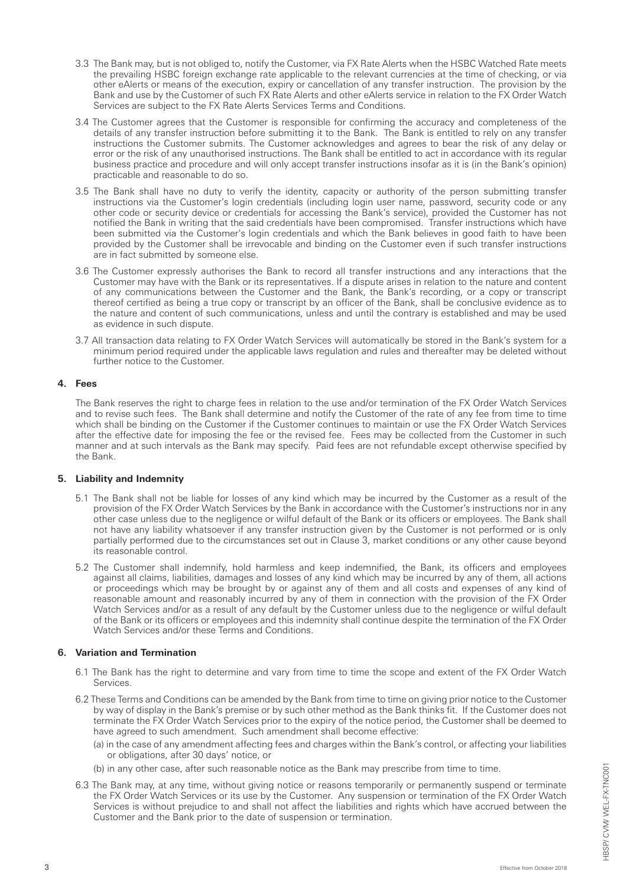3.3 The Bank may, but is not obliged to, notify the Customer, via FX Rate Alerts when the HSBC Watched Rate meets the prevailing HSBC foreign exchange rate applicable to the relevant currencies at the time of checking, or via other eAlerts or means of the execution, expiry or cancellation of any transfer instruction. The provision by the Bank and use by the Customer of such FX Rate Alerts and other eAlerts service in relation to the FX Order Watch Services are subject to the FX Rate Alerts Services Terms and Conditions.

3.4 The Customer agrees that the Customer is responsible for confirming the accuracy and completeness of the details of any transfer instruction before submitting it to the Bank. The Bank is entitled to rely on any transfer instructions the Customer submits. The Customer acknowledges and agrees to bear the risk of any delay or error or the risk of any unauthorised instructions. The Bank shall be entitled to act in accordance with its regular business practice and procedure and will only accept transfer instructions insofar as it is (in the Bank's opinion) practicable and reasonable to do so.

3.5 The Bank shall have no duty to verify the identity, capacity or authority of the person submitting transfer instructions via the Customer's login credentials (including login user name, password, security code or any other code or security device or credentials for accessing the Bank's service), provided the Customer has not notified the Bank in writing that the said credentials have been compromised. Transfer instructions which have been submitted via the Customer's login credentials and which the Bank believes in good faith to have been provided by the Customer shall be irrevocable and binding on the Customer even if such transfer instructions are in fact submitted by someone else.

3.6 The Customer expressly authorises the Bank to record all transfer instructions and any interactions that the Customer may have with the Bank or its representatives. If a dispute arises in relation to the nature and content of any communications between the Customer and the Bank, the Bank's recording, or a copy or transcript thereof certified as being a true copy or transcript by an officer of the Bank, shall be conclusive evidence as to the nature and content of such communications, unless and until the contrary is established and may be used as evidence in such dispute.

3.7 All transaction data relating to FX Order Watch Services will automatically be stored in the Bank's system for a minimum period required under the applicable laws regulation and rules and thereafter may be deleted without further notice to the Customer.

## 4. Fees

The Bank reserves the right to charge fees in relation to the use and/or termination of the FX Order Watch Services and to revise such fees. The Bank shall determine and notify the Customer of the rate of any fee from time to time which shall be binding on the Customer if the Customer continues to maintain or use the FX Order Watch Services after the effective date for imposing the fee or the revised fee. Fees may be collected from the Customer in such manner and at such intervals as the Bank may specify. Paid fees are not refundable except otherwise specified by the Bank.

## 5. Liability and Indemnity

5.1 The Bank shall not be liable for losses of any kind which may be incurred by the Customer as a result of the provision of the FX Order Watch Services by the Bank in accordance with the Customer's instructions nor in any other case unless due to the negligence or wilful default of the Bank or its officers or employees. The Bank shall not have any liability whatsoever if any transfer instruction given by the Customer is not performed or is only partially performed due to the circumstances set out in Clause 3, market conditions or any other cause beyond its reasonable control.

5.2 The Customer shall indemnify, hold harmless and keep indemnified, the Bank, its officers and employees against all claims, liabilities, damages and losses of any kind which may be incurred by any of them, all actions or proceedings which may be brought by or against any of them and all costs and expenses of any kind of reasonable amount and reasonably incurred by any of them in connection with the provision of the FX Order Watch Services and/or as a result of any default by the Customer unless due to the negligence or wilful default of the Bank or its officers or employees and this indemnity shall continue despite the termination of the FX Order Watch Services and/or these Terms and Conditions.

## 6. Variation and Termination

6.1 The Bank has the right to determine and vary from time to time the scope and extent of the FX Order Watch Services.

6.2 These Terms and Conditions can be amended by the Bank from time to time on giving prior notice to the Customer by way of display in the Bank's premise or by such other method as the Bank thinks fit. If the Customer does not terminate the FX Order Watch Services prior to the expiry of the notice period, the Customer shall be deemed to have agreed to such amendment. Such amendment shall become effective:

(a) in the case of any amendment affecting fees and charges within the Bank's control, or affecting your liabilities or obligations, after 30 days' notice, or

(b) in any other case, after such reasonable notice as the Bank may prescribe from time to time.

6.3 The Bank may, at any time, without giving notice or reasons temporarily or permanently suspend or terminate the FX Order Watch Services or its use by the Customer. Any suspension or termination of the FX Order Watch Services is without prejudice to and shall not affect the liabilities and rights which have accrued between the Customer and the Bank prior to the date of suspension or termination.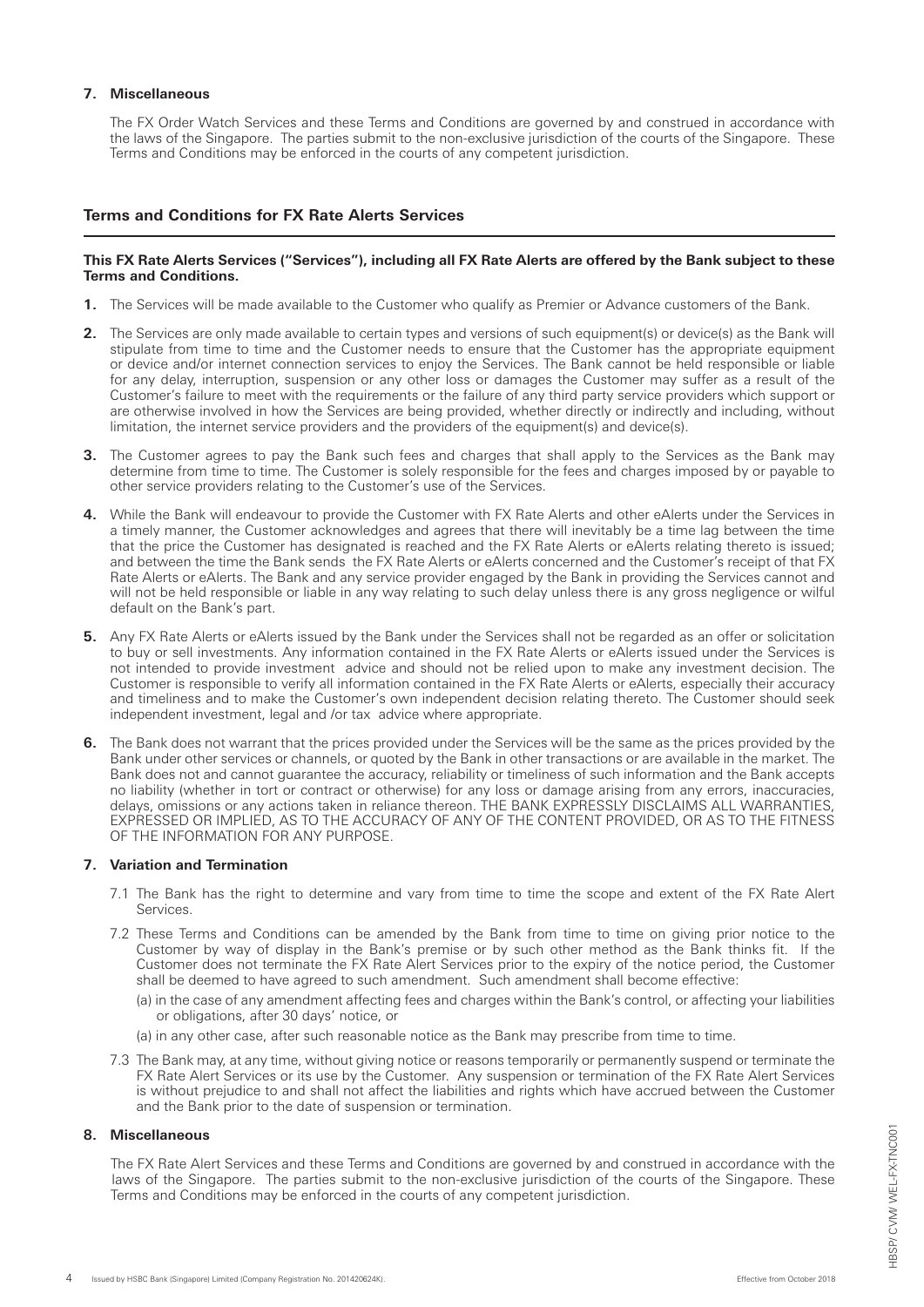## 7. Miscellaneous

The FX Order Watch Services and these Terms and Conditions are governed by and construed in accordance with the laws of the Singapore. The parties submit to the non-exclusive jurisdiction of the courts of the Singapore. These Terms and Conditions may be enforced in the courts of any competent jurisdiction.

## Terms and Conditions for FX Rate Alerts Services

**This FX Rate Alerts Services ("Services"), including all FX Rate Alerts are offered by the Bank subject to these Terms and Conditions.**

1. The Services will be made available to the Customer who qualify as Premier or Advance customers of the Bank.
2. The Services are only made available to certain types and versions of such equipment(s) or device(s) as the Bank will stipulate from time to time and the Customer needs to ensure that the Customer has the appropriate equipment or device and/or internet connection services to enjoy the Services. The Bank cannot be held responsible or liable for any delay, interruption, suspension or any other loss or damages the Customer may suffer as a result of the Customer's failure to meet with the requirements or the failure of any third party service providers which support or are otherwise involved in how the Services are being provided, whether directly or indirectly and including, without limitation, the internet service providers and the providers of the equipment(s) and device(s).
3. The Customer agrees to pay the Bank such fees and charges that shall apply to the Services as the Bank may determine from time to time. The Customer is solely responsible for the fees and charges imposed by or payable to other service providers relating to the Customer's use of the Services.
4. While the Bank will endeavour to provide the Customer with FX Rate Alerts and other eAlerts under the Services in a timely manner, the Customer acknowledges and agrees that there will inevitably be a time lag between the time that the price the Customer has designated is reached and the FX Rate Alerts or eAlerts relating thereto is issued; and between the time the Bank sends the FX Rate Alerts or eAlerts concerned and the Customer's receipt of that FX Rate Alerts or eAlerts. The Bank and any service provider engaged by the Bank in providing the Services cannot and will not be held responsible or liable in any way relating to such delay unless there is any gross negligence or wilful default on the Bank's part.
5. Any FX Rate Alerts or eAlerts issued by the Bank under the Services shall not be regarded as an offer or solicitation to buy or sell investments. Any information contained in the FX Rate Alerts or eAlerts issued under the Services is not intended to provide investment advice and should not be relied upon to make any investment decision. The Customer is responsible to verify all information contained in the FX Rate Alerts or eAlerts, especially their accuracy and timeliness and to make the Customer's own independent decision relating thereto. The Customer should seek independent investment, legal and /or tax advice where appropriate.
6. The Bank does not warrant that the prices provided under the Services will be the same as the prices provided by the Bank under other services or channels, or quoted by the Bank in other transactions or are available in the market. The Bank does not and cannot guarantee the accuracy, reliability or timeliness of such information and the Bank accepts no liability (whether in tort or contract or otherwise) for any loss or damage arising from any errors, inaccuracies, delays, omissions or any actions taken in reliance thereon. THE BANK EXPRESSLY DISCLAIMS ALL WARRANTIES, EXPRESSED OR IMPLIED, AS TO THE ACCURACY OF ANY OF THE CONTENT PROVIDED, OR AS TO THE FITNESS OF THE INFORMATION FOR ANY PURPOSE.

### 7. Variation and Termination

7.1 The Bank has the right to determine and vary from time to time the scope and extent of the FX Rate Alert Services.

7.2 These Terms and Conditions can be amended by the Bank from time to time on giving prior notice to the Customer by way of display in the Bank's premise or by such other method as the Bank thinks fit. If the Customer does not terminate the FX Rate Alert Services prior to the expiry of the notice period, the Customer shall be deemed to have agreed to such amendment. Such amendment shall become effective:

(a) in the case of any amendment affecting fees and charges within the Bank's control, or affecting your liabilities or obligations, after 30 days' notice, or

(a) in any other case, after such reasonable notice as the Bank may prescribe from time to time.

7.3 The Bank may, at any time, without giving notice or reasons temporarily or permanently suspend or terminate the FX Rate Alert Services or its use by the Customer. Any suspension or termination of the FX Rate Alert Services is without prejudice to and shall not affect the liabilities and rights which have accrued between the Customer and the Bank prior to the date of suspension or termination.

### 8. Miscellaneous

The FX Rate Alert Services and these Terms and Conditions are governed by and construed in accordance with the laws of the Singapore. The parties submit to the non-exclusive jurisdiction of the courts of the Singapore. These Terms and Conditions may be enforced in the courts of any competent jurisdiction.

Issued by HSBC Bank (Singapore) Limited (Company Registration No. 201420624K). Effective from October 2018

HBSP/ CVM/ WEL-FX-TNC001